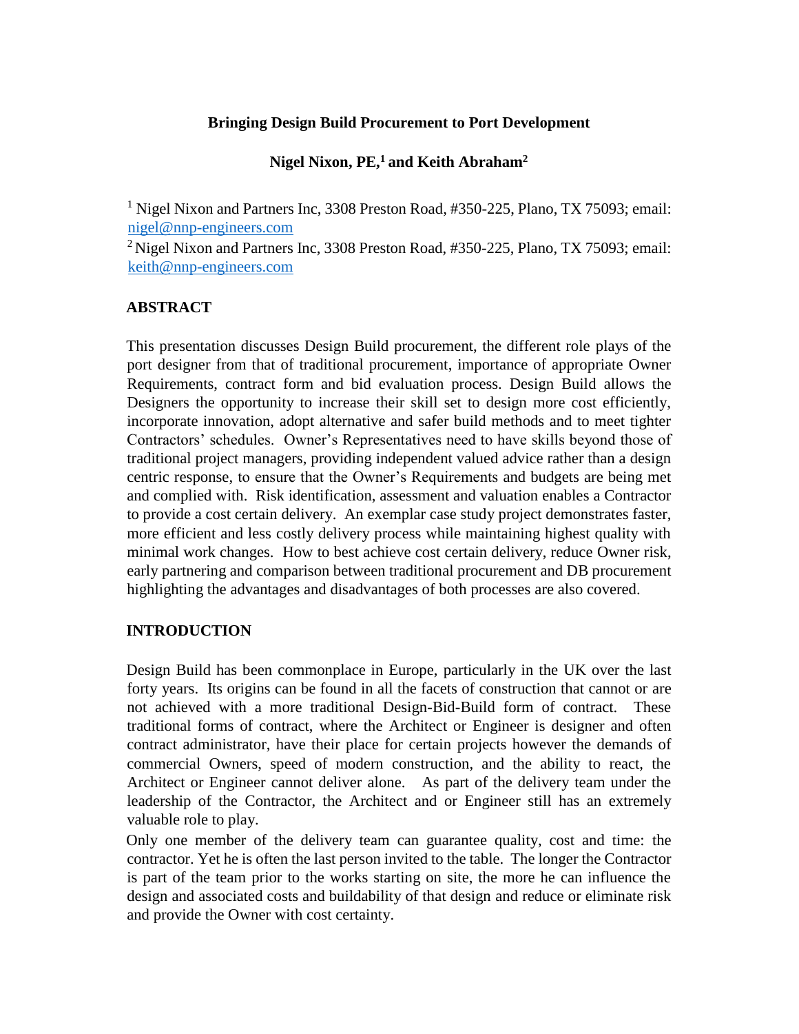# Bringing Design Build Procurement to Port Development

**Nigel Nixon, PE,[1] and Keith Abraham[2]**

[1] Nigel Nixon and Partners Inc, 3308 Preston Road, #350-225, Plano, TX 75093; email: nigel@nnp-engineers.com

[2] Nigel Nixon and Partners Inc, 3308 Preston Road, #350-225, Plano, TX 75093; email: keith@nnp-engineers.com

## ABSTRACT

This presentation discusses Design Build procurement, the different role plays of the port designer from that of traditional procurement, importance of appropriate Owner Requirements, contract form and bid evaluation process. Design Build allows the Designers the opportunity to increase their skill set to design more cost efficiently, incorporate innovation, adopt alternative and safer build methods and to meet tighter Contractors' schedules. Owner's Representatives need to have skills beyond those of traditional project managers, providing independent valued advice rather than a design centric response, to ensure that the Owner's Requirements and budgets are being met and complied with. Risk identification, assessment and valuation enables a Contractor to provide a cost certain delivery. An exemplar case study project demonstrates faster, more efficient and less costly delivery process while maintaining highest quality with minimal work changes. How to best achieve cost certain delivery, reduce Owner risk, early partnering and comparison between traditional procurement and DB procurement highlighting the advantages and disadvantages of both processes are also covered.

## INTRODUCTION

Design Build has been commonplace in Europe, particularly in the UK over the last forty years. Its origins can be found in all the facets of construction that cannot or are not achieved with a more traditional Design-Bid-Build form of contract. These traditional forms of contract, where the Architect or Engineer is designer and often contract administrator, have their place for certain projects however the demands of commercial Owners, speed of modern construction, and the ability to react, the Architect or Engineer cannot deliver alone. As part of the delivery team under the leadership of the Contractor, the Architect and or Engineer still has an extremely valuable role to play.

Only one member of the delivery team can guarantee quality, cost and time: the contractor. Yet he is often the last person invited to the table. The longer the Contractor is part of the team prior to the works starting on site, the more he can influence the design and associated costs and buildability of that design and reduce or eliminate risk and provide the Owner with cost certainty.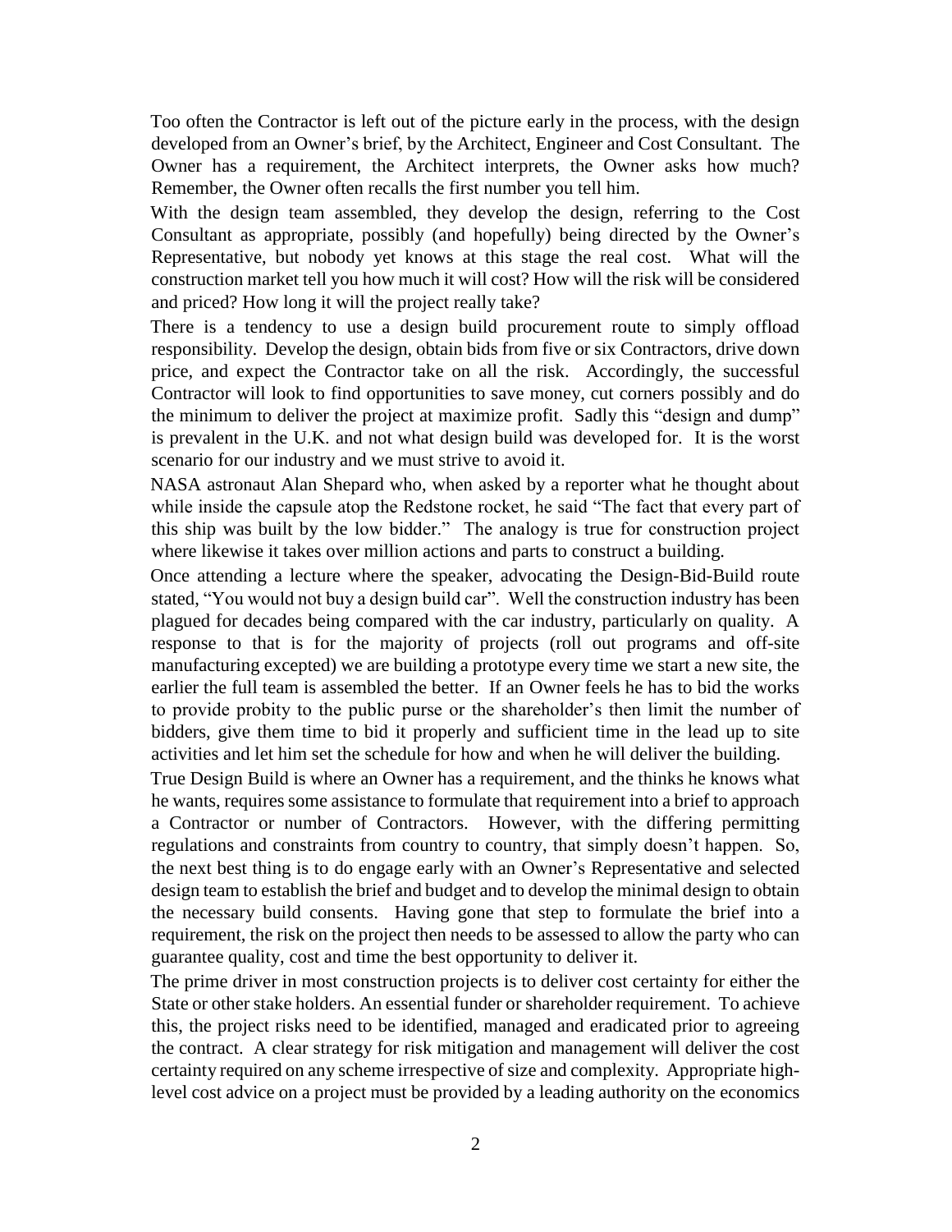Too often the Contractor is left out of the picture early in the process, with the design developed from an Owner's brief, by the Architect, Engineer and Cost Consultant. The Owner has a requirement, the Architect interprets, the Owner asks how much? Remember, the Owner often recalls the first number you tell him.

With the design team assembled, they develop the design, referring to the Cost Consultant as appropriate, possibly (and hopefully) being directed by the Owner's Representative, but nobody yet knows at this stage the real cost. What will the construction market tell you how much it will cost? How will the risk will be considered and priced? How long it will the project really take?

There is a tendency to use a design build procurement route to simply offload responsibility. Develop the design, obtain bids from five or six Contractors, drive down price, and expect the Contractor take on all the risk. Accordingly, the successful Contractor will look to find opportunities to save money, cut corners possibly and do the minimum to deliver the project at maximize profit. Sadly this "design and dump" is prevalent in the U.K. and not what design build was developed for. It is the worst scenario for our industry and we must strive to avoid it.

NASA astronaut Alan Shepard who, when asked by a reporter what he thought about while inside the capsule atop the Redstone rocket, he said "The fact that every part of this ship was built by the low bidder." The analogy is true for construction project where likewise it takes over million actions and parts to construct a building.

Once attending a lecture where the speaker, advocating the Design-Bid-Build route stated, "You would not buy a design build car". Well the construction industry has been plagued for decades being compared with the car industry, particularly on quality. A response to that is for the majority of projects (roll out programs and off-site manufacturing excepted) we are building a prototype every time we start a new site, the earlier the full team is assembled the better. If an Owner feels he has to bid the works to provide probity to the public purse or the shareholder's then limit the number of bidders, give them time to bid it properly and sufficient time in the lead up to site activities and let him set the schedule for how and when he will deliver the building.

True Design Build is where an Owner has a requirement, and the thinks he knows what he wants, requires some assistance to formulate that requirement into a brief to approach a Contractor or number of Contractors. However, with the differing permitting regulations and constraints from country to country, that simply doesn't happen. So, the next best thing is to do engage early with an Owner's Representative and selected design team to establish the brief and budget and to develop the minimal design to obtain the necessary build consents. Having gone that step to formulate the brief into a requirement, the risk on the project then needs to be assessed to allow the party who can guarantee quality, cost and time the best opportunity to deliver it.

The prime driver in most construction projects is to deliver cost certainty for either the State or other stake holders. An essential funder or shareholder requirement. To achieve this, the project risks need to be identified, managed and eradicated prior to agreeing the contract. A clear strategy for risk mitigation and management will deliver the cost certainty required on any scheme irrespective of size and complexity. Appropriate high-level cost advice on a project must be provided by a leading authority on the economics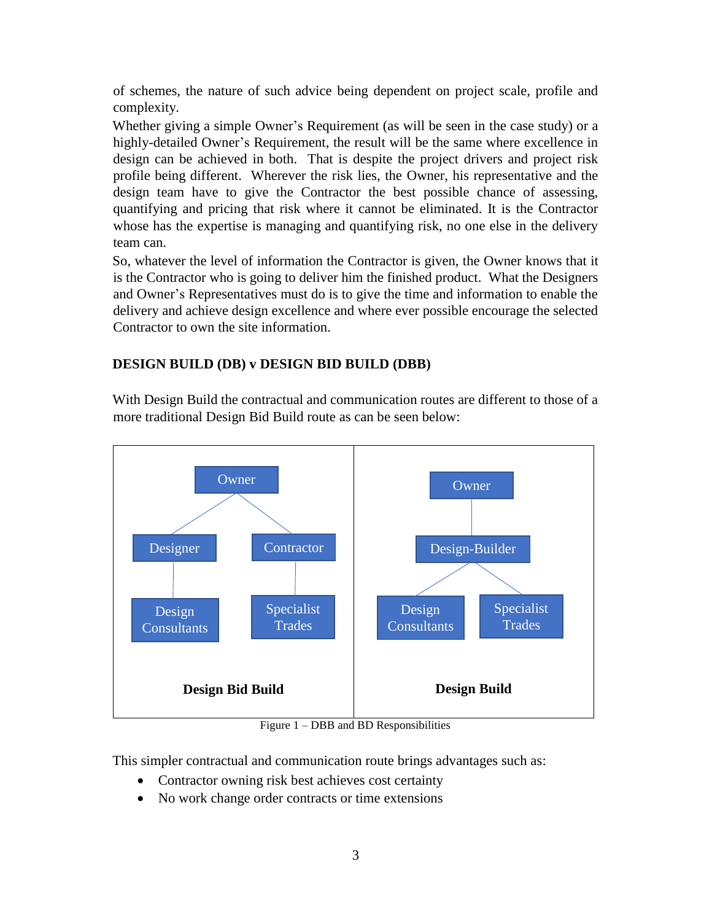of schemes, the nature of such advice being dependent on project scale, profile and complexity.

Whether giving a simple Owner's Requirement (as will be seen in the case study) or a highly-detailed Owner's Requirement, the result will be the same where excellence in design can be achieved in both. That is despite the project drivers and project risk profile being different. Wherever the risk lies, the Owner, his representative and the design team have to give the Contractor the best possible chance of assessing, quantifying and pricing that risk where it cannot be eliminated. It is the Contractor whose has the expertise is managing and quantifying risk, no one else in the delivery team can.

So, whatever the level of information the Contractor is given, the Owner knows that it is the Contractor who is going to deliver him the finished product. What the Designers and Owner's Representatives must do is to give the time and information to enable the delivery and achieve design excellence and where ever possible encourage the selected Contractor to own the site information.

## DESIGN BUILD (DB) v DESIGN BID BUILD (DBB)

With Design Build the contractual and communication routes are different to those of a more traditional Design Bid Build route as can be seen below:

Figure 1 – DBB and BD Responsibilities

This simpler contractual and communication route brings advantages such as:

- Contractor owning risk best achieves cost certainty
- No work change order contracts or time extensions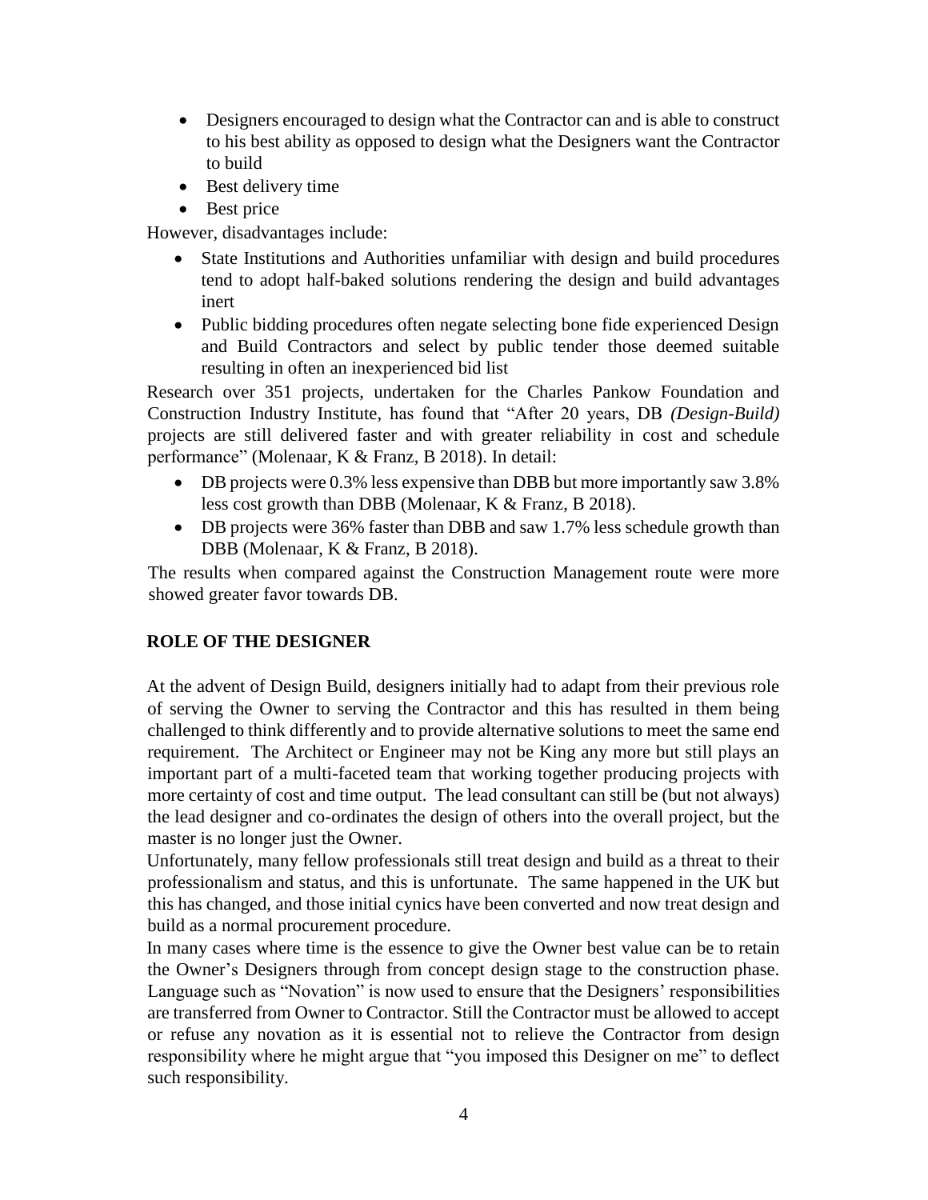- Designers encouraged to design what the Contractor can and is able to construct to his best ability as opposed to design what the Designers want the Contractor to build
- Best delivery time
- Best price

However, disadvantages include:

- State Institutions and Authorities unfamiliar with design and build procedures tend to adopt half-baked solutions rendering the design and build advantages inert
- Public bidding procedures often negate selecting bone fide experienced Design and Build Contractors and select by public tender those deemed suitable resulting in often an inexperienced bid list

Research over 351 projects, undertaken for the Charles Pankow Foundation and Construction Industry Institute, has found that "After 20 years, DB *(Design-Build)* projects are still delivered faster and with greater reliability in cost and schedule performance" (Molenaar, K & Franz, B 2018). In detail:

- DB projects were 0.3% less expensive than DBB but more importantly saw 3.8% less cost growth than DBB (Molenaar, K & Franz, B 2018).
- DB projects were 36% faster than DBB and saw 1.7% less schedule growth than DBB (Molenaar, K & Franz, B 2018).

The results when compared against the Construction Management route were more showed greater favor towards DB.

## ROLE OF THE DESIGNER

At the advent of Design Build, designers initially had to adapt from their previous role of serving the Owner to serving the Contractor and this has resulted in them being challenged to think differently and to provide alternative solutions to meet the same end requirement. The Architect or Engineer may not be King any more but still plays an important part of a multi-faceted team that working together producing projects with more certainty of cost and time output. The lead consultant can still be (but not always) the lead designer and co-ordinates the design of others into the overall project, but the master is no longer just the Owner.

Unfortunately, many fellow professionals still treat design and build as a threat to their professionalism and status, and this is unfortunate. The same happened in the UK but this has changed, and those initial cynics have been converted and now treat design and build as a normal procurement procedure.

In many cases where time is the essence to give the Owner best value can be to retain the Owner's Designers through from concept design stage to the construction phase. Language such as "Novation" is now used to ensure that the Designers' responsibilities are transferred from Owner to Contractor. Still the Contractor must be allowed to accept or refuse any novation as it is essential not to relieve the Contractor from design responsibility where he might argue that "you imposed this Designer on me" to deflect such responsibility.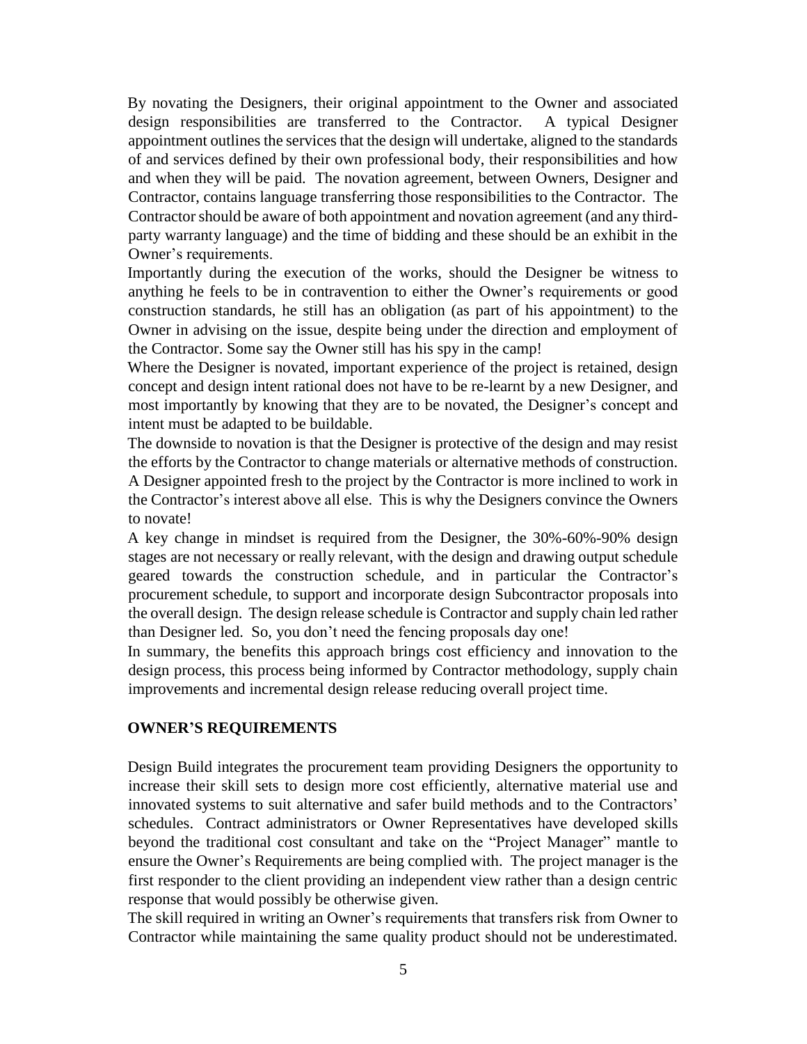By novating the Designers, their original appointment to the Owner and associated design responsibilities are transferred to the Contractor. A typical Designer appointment outlines the services that the design will undertake, aligned to the standards of and services defined by their own professional body, their responsibilities and how and when they will be paid. The novation agreement, between Owners, Designer and Contractor, contains language transferring those responsibilities to the Contractor. The Contractor should be aware of both appointment and novation agreement (and any third-party warranty language) and the time of bidding and these should be an exhibit in the Owner's requirements.

Importantly during the execution of the works, should the Designer be witness to anything he feels to be in contravention to either the Owner's requirements or good construction standards, he still has an obligation (as part of his appointment) to the Owner in advising on the issue, despite being under the direction and employment of the Contractor. Some say the Owner still has his spy in the camp!

Where the Designer is novated, important experience of the project is retained, design concept and design intent rational does not have to be re-learnt by a new Designer, and most importantly by knowing that they are to be novated, the Designer's concept and intent must be adapted to be buildable.

The downside to novation is that the Designer is protective of the design and may resist the efforts by the Contractor to change materials or alternative methods of construction. A Designer appointed fresh to the project by the Contractor is more inclined to work in the Contractor's interest above all else. This is why the Designers convince the Owners to novate!

A key change in mindset is required from the Designer, the 30%-60%-90% design stages are not necessary or really relevant, with the design and drawing output schedule geared towards the construction schedule, and in particular the Contractor's procurement schedule, to support and incorporate design Subcontractor proposals into the overall design. The design release schedule is Contractor and supply chain led rather than Designer led. So, you don't need the fencing proposals day one!

In summary, the benefits this approach brings cost efficiency and innovation to the design process, this process being informed by Contractor methodology, supply chain improvements and incremental design release reducing overall project time.

## OWNER'S REQUIREMENTS

Design Build integrates the procurement team providing Designers the opportunity to increase their skill sets to design more cost efficiently, alternative material use and innovated systems to suit alternative and safer build methods and to the Contractors' schedules. Contract administrators or Owner Representatives have developed skills beyond the traditional cost consultant and take on the "Project Manager" mantle to ensure the Owner's Requirements are being complied with. The project manager is the first responder to the client providing an independent view rather than a design centric response that would possibly be otherwise given.

The skill required in writing an Owner's requirements that transfers risk from Owner to Contractor while maintaining the same quality product should not be underestimated.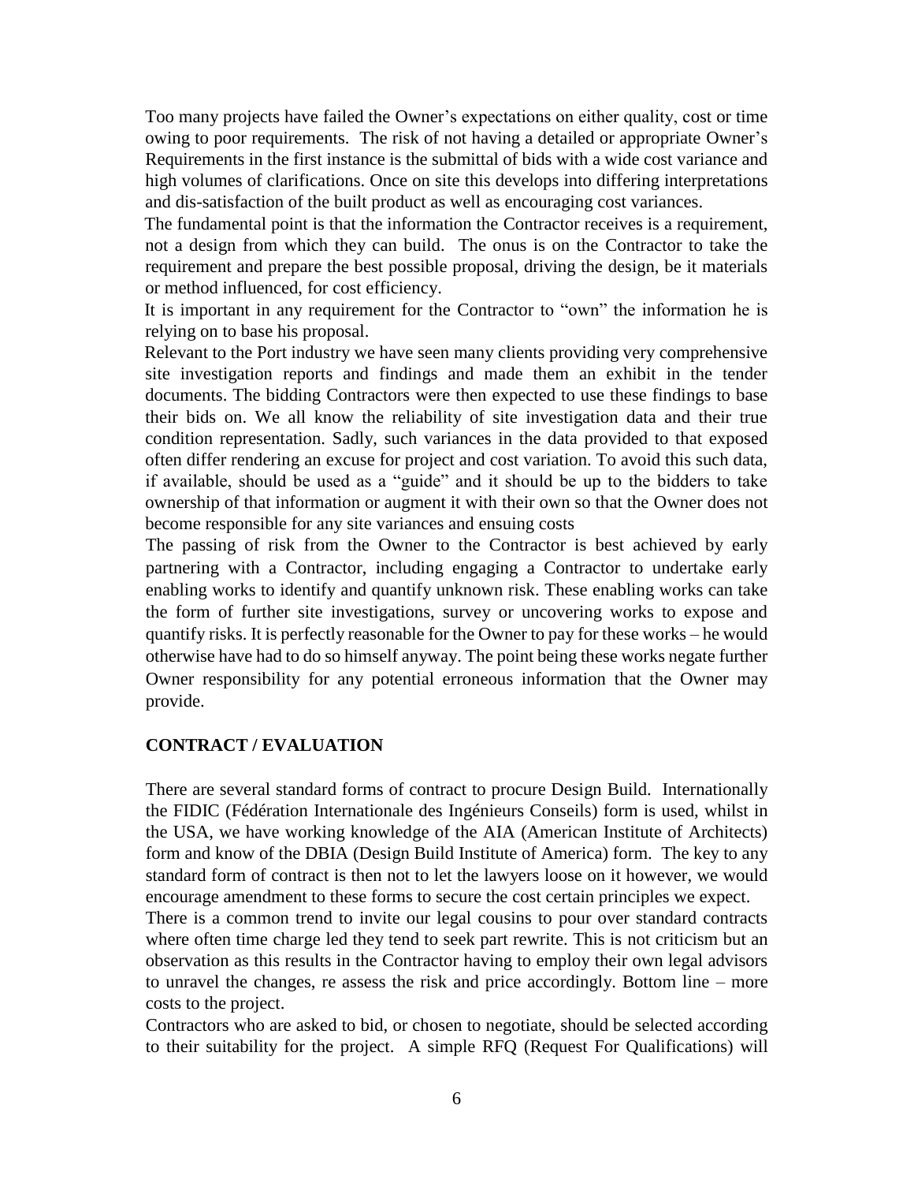Too many projects have failed the Owner's expectations on either quality, cost or time owing to poor requirements. The risk of not having a detailed or appropriate Owner's Requirements in the first instance is the submittal of bids with a wide cost variance and high volumes of clarifications. Once on site this develops into differing interpretations and dis-satisfaction of the built product as well as encouraging cost variances.

The fundamental point is that the information the Contractor receives is a requirement, not a design from which they can build. The onus is on the Contractor to take the requirement and prepare the best possible proposal, driving the design, be it materials or method influenced, for cost efficiency.

It is important in any requirement for the Contractor to "own" the information he is relying on to base his proposal.

Relevant to the Port industry we have seen many clients providing very comprehensive site investigation reports and findings and made them an exhibit in the tender documents. The bidding Contractors were then expected to use these findings to base their bids on. We all know the reliability of site investigation data and their true condition representation. Sadly, such variances in the data provided to that exposed often differ rendering an excuse for project and cost variation. To avoid this such data, if available, should be used as a "guide" and it should be up to the bidders to take ownership of that information or augment it with their own so that the Owner does not become responsible for any site variances and ensuing costs

The passing of risk from the Owner to the Contractor is best achieved by early partnering with a Contractor, including engaging a Contractor to undertake early enabling works to identify and quantify unknown risk. These enabling works can take the form of further site investigations, survey or uncovering works to expose and quantify risks. It is perfectly reasonable for the Owner to pay for these works – he would otherwise have had to do so himself anyway. The point being these works negate further Owner responsibility for any potential erroneous information that the Owner may provide.

## CONTRACT / EVALUATION

There are several standard forms of contract to procure Design Build. Internationally the FIDIC (Fédération Internationale des Ingénieurs Conseils) form is used, whilst in the USA, we have working knowledge of the AIA (American Institute of Architects) form and know of the DBIA (Design Build Institute of America) form. The key to any standard form of contract is then not to let the lawyers loose on it however, we would encourage amendment to these forms to secure the cost certain principles we expect.

There is a common trend to invite our legal cousins to pour over standard contracts where often time charge led they tend to seek part rewrite. This is not criticism but an observation as this results in the Contractor having to employ their own legal advisors to unravel the changes, re assess the risk and price accordingly. Bottom line – more costs to the project.

Contractors who are asked to bid, or chosen to negotiate, should be selected according to their suitability for the project. A simple RFQ (Request For Qualifications) will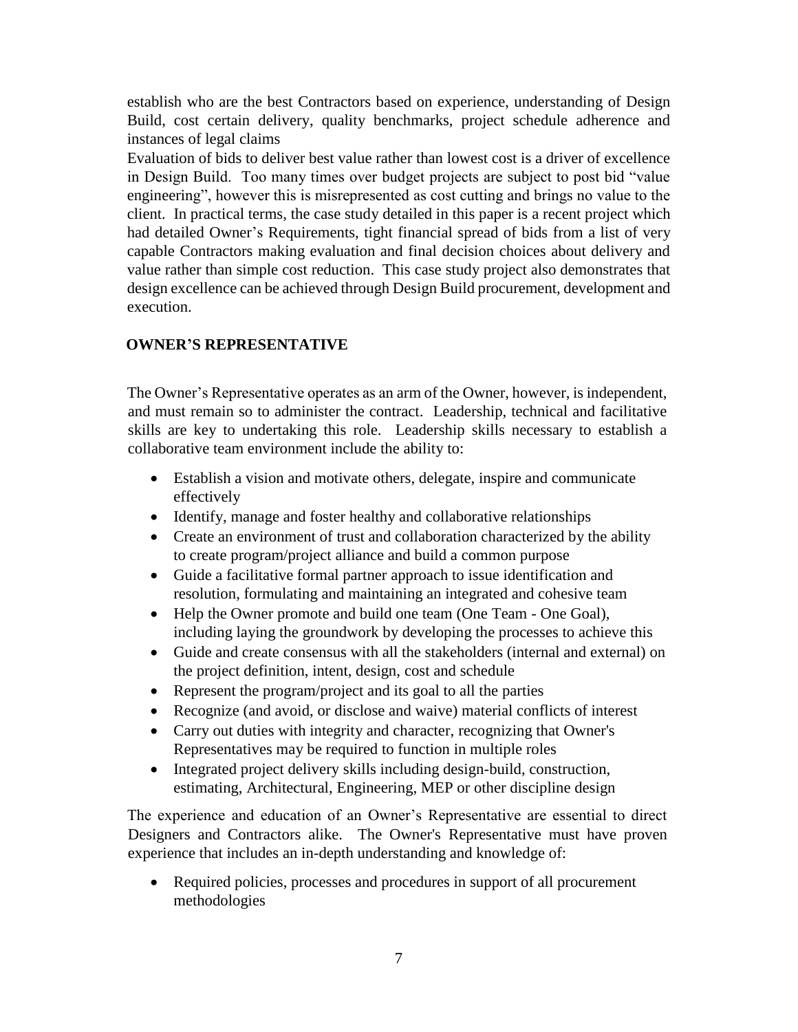establish who are the best Contractors based on experience, understanding of Design Build, cost certain delivery, quality benchmarks, project schedule adherence and instances of legal claims

Evaluation of bids to deliver best value rather than lowest cost is a driver of excellence in Design Build. Too many times over budget projects are subject to post bid "value engineering", however this is misrepresented as cost cutting and brings no value to the client. In practical terms, the case study detailed in this paper is a recent project which had detailed Owner's Requirements, tight financial spread of bids from a list of very capable Contractors making evaluation and final decision choices about delivery and value rather than simple cost reduction. This case study project also demonstrates that design excellence can be achieved through Design Build procurement, development and execution.

## OWNER'S REPRESENTATIVE

The Owner's Representative operates as an arm of the Owner, however, is independent, and must remain so to administer the contract. Leadership, technical and facilitative skills are key to undertaking this role. Leadership skills necessary to establish a collaborative team environment include the ability to:

- Establish a vision and motivate others, delegate, inspire and communicate effectively
- Identify, manage and foster healthy and collaborative relationships
- Create an environment of trust and collaboration characterized by the ability to create program/project alliance and build a common purpose
- Guide a facilitative formal partner approach to issue identification and resolution, formulating and maintaining an integrated and cohesive team
- Help the Owner promote and build one team (One Team - One Goal), including laying the groundwork by developing the processes to achieve this
- Guide and create consensus with all the stakeholders (internal and external) on the project definition, intent, design, cost and schedule
- Represent the program/project and its goal to all the parties
- Recognize (and avoid, or disclose and waive) material conflicts of interest
- Carry out duties with integrity and character, recognizing that Owner's Representatives may be required to function in multiple roles
- Integrated project delivery skills including design-build, construction, estimating, Architectural, Engineering, MEP or other discipline design

The experience and education of an Owner's Representative are essential to direct Designers and Contractors alike. The Owner's Representative must have proven experience that includes an in-depth understanding and knowledge of:

- Required policies, processes and procedures in support of all procurement methodologies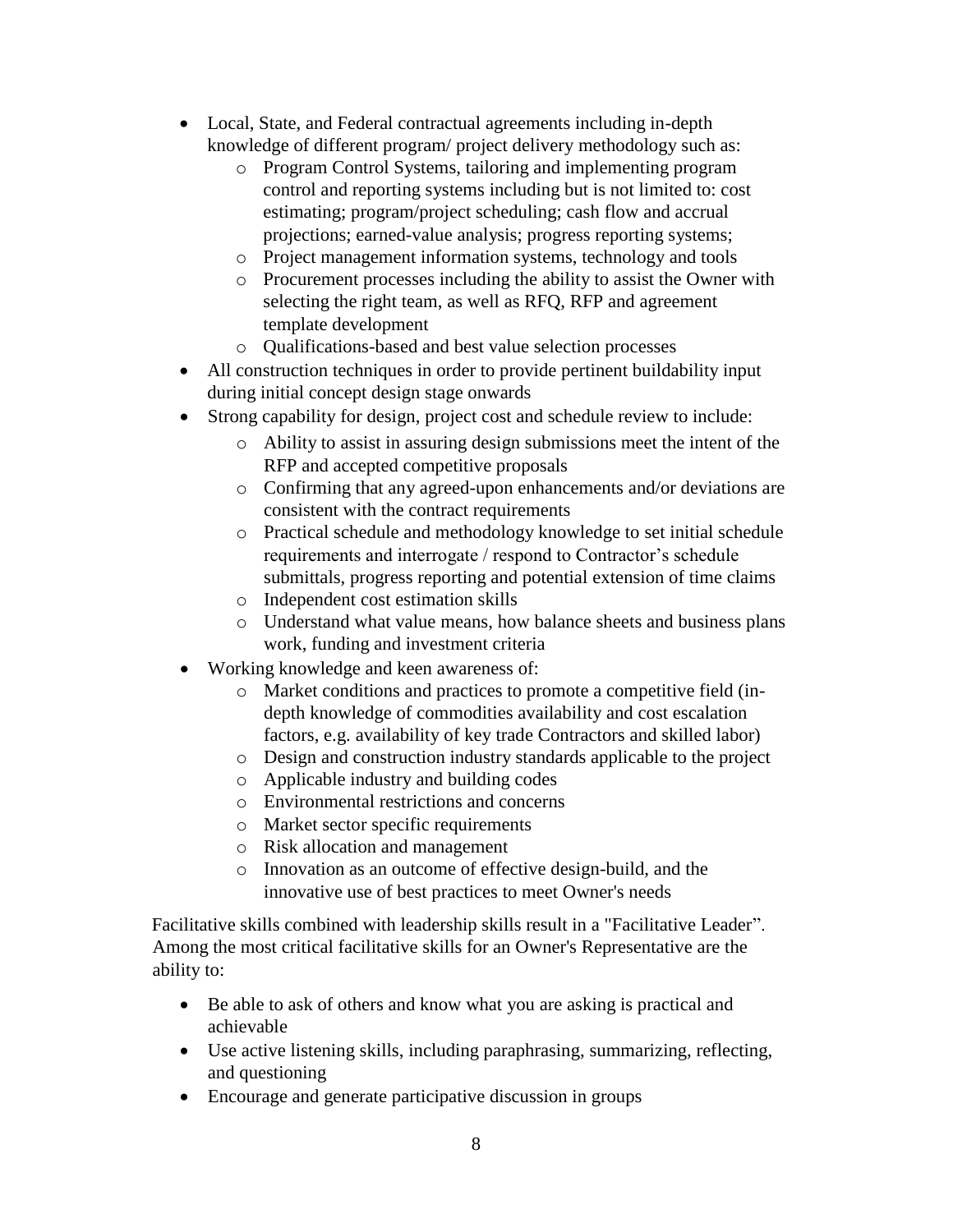- Local, State, and Federal contractual agreements including in-depth knowledge of different program/ project delivery methodology such as:
    - Program Control Systems, tailoring and implementing program control and reporting systems including but is not limited to: cost estimating; program/project scheduling; cash flow and accrual projections; earned-value analysis; progress reporting systems;
    - Project management information systems, technology and tools
    - Procurement processes including the ability to assist the Owner with selecting the right team, as well as RFQ, RFP and agreement template development
    - Qualifications-based and best value selection processes
- All construction techniques in order to provide pertinent buildability input during initial concept design stage onwards
- Strong capability for design, project cost and schedule review to include:
    - Ability to assist in assuring design submissions meet the intent of the RFP and accepted competitive proposals
    - Confirming that any agreed-upon enhancements and/or deviations are consistent with the contract requirements
    - Practical schedule and methodology knowledge to set initial schedule requirements and interrogate / respond to Contractor's schedule submittals, progress reporting and potential extension of time claims
    - Independent cost estimation skills
    - Understand what value means, how balance sheets and business plans work, funding and investment criteria
- Working knowledge and keen awareness of:
    - Market conditions and practices to promote a competitive field (in-depth knowledge of commodities availability and cost escalation factors, e.g. availability of key trade Contractors and skilled labor)
    - Design and construction industry standards applicable to the project
    - Applicable industry and building codes
    - Environmental restrictions and concerns
    - Market sector specific requirements
    - Risk allocation and management
    - Innovation as an outcome of effective design-build, and the innovative use of best practices to meet Owner's needs

Facilitative skills combined with leadership skills result in a "Facilitative Leader". Among the most critical facilitative skills for an Owner's Representative are the ability to:

- Be able to ask of others and know what you are asking is practical and achievable
- Use active listening skills, including paraphrasing, summarizing, reflecting, and questioning
- Encourage and generate participative discussion in groups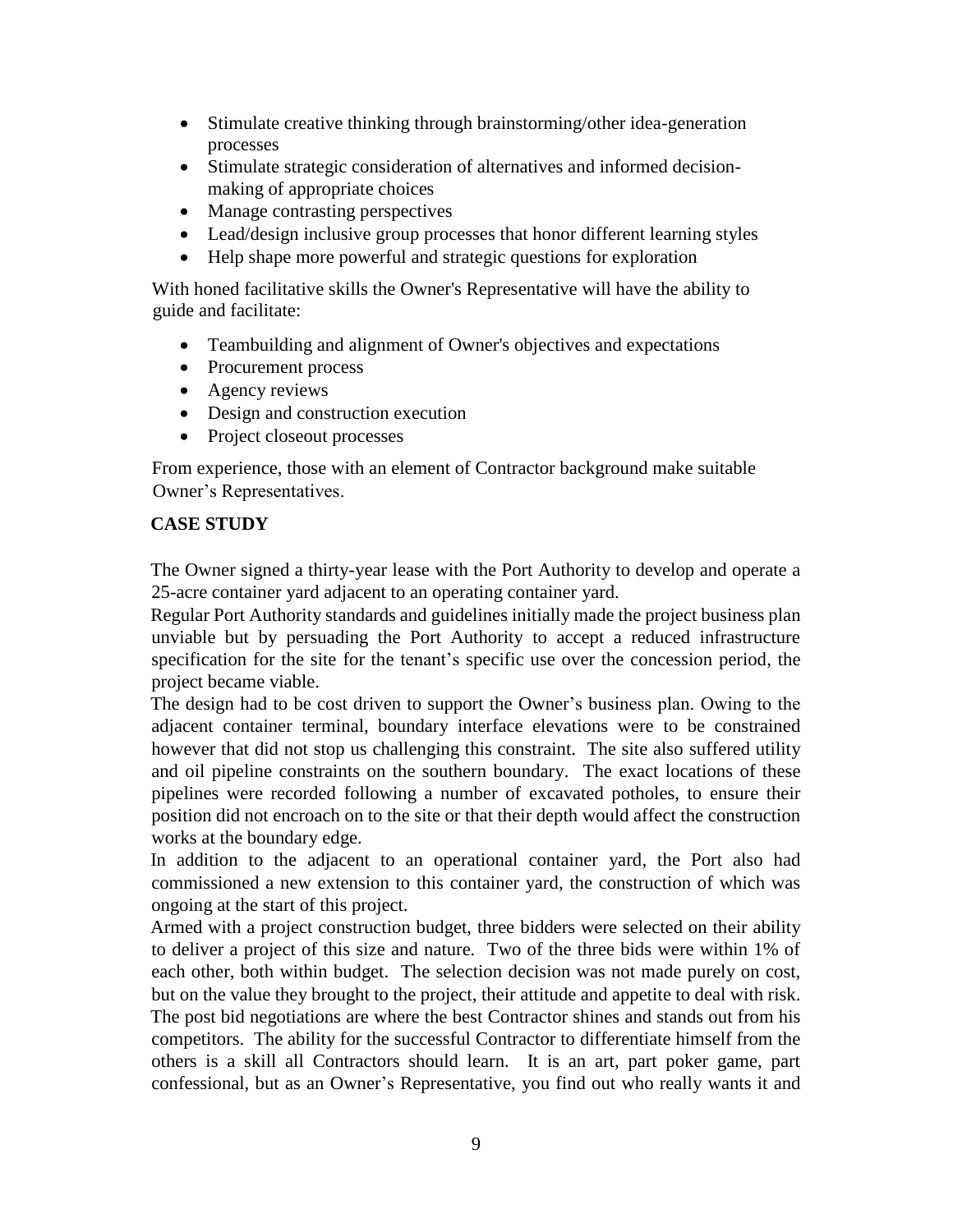- Stimulate creative thinking through brainstorming/other idea-generation processes
- Stimulate strategic consideration of alternatives and informed decision-making of appropriate choices
- Manage contrasting perspectives
- Lead/design inclusive group processes that honor different learning styles
- Help shape more powerful and strategic questions for exploration

With honed facilitative skills the Owner's Representative will have the ability to guide and facilitate:

- Teambuilding and alignment of Owner's objectives and expectations
- Procurement process
- Agency reviews
- Design and construction execution
- Project closeout processes

From experience, those with an element of Contractor background make suitable Owner's Representatives.

## CASE STUDY

The Owner signed a thirty-year lease with the Port Authority to develop and operate a 25-acre container yard adjacent to an operating container yard.

Regular Port Authority standards and guidelines initially made the project business plan unviable but by persuading the Port Authority to accept a reduced infrastructure specification for the site for the tenant's specific use over the concession period, the project became viable.

The design had to be cost driven to support the Owner's business plan. Owing to the adjacent container terminal, boundary interface elevations were to be constrained however that did not stop us challenging this constraint. The site also suffered utility and oil pipeline constraints on the southern boundary. The exact locations of these pipelines were recorded following a number of excavated potholes, to ensure their position did not encroach on to the site or that their depth would affect the construction works at the boundary edge.

In addition to the adjacent to an operational container yard, the Port also had commissioned a new extension to this container yard, the construction of which was ongoing at the start of this project.

Armed with a project construction budget, three bidders were selected on their ability to deliver a project of this size and nature. Two of the three bids were within 1% of each other, both within budget. The selection decision was not made purely on cost, but on the value they brought to the project, their attitude and appetite to deal with risk. The post bid negotiations are where the best Contractor shines and stands out from his competitors. The ability for the successful Contractor to differentiate himself from the others is a skill all Contractors should learn. It is an art, part poker game, part confessional, but as an Owner's Representative, you find out who really wants it and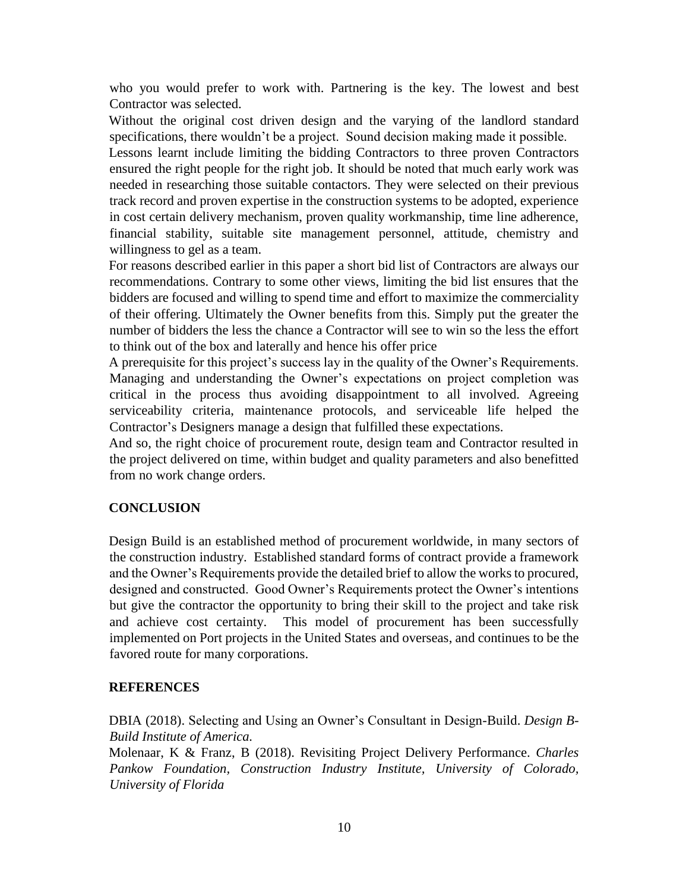who you would prefer to work with. Partnering is the key. The lowest and best Contractor was selected.

Without the original cost driven design and the varying of the landlord standard specifications, there wouldn't be a project. Sound decision making made it possible.

Lessons learnt include limiting the bidding Contractors to three proven Contractors ensured the right people for the right job. It should be noted that much early work was needed in researching those suitable contactors. They were selected on their previous track record and proven expertise in the construction systems to be adopted, experience in cost certain delivery mechanism, proven quality workmanship, time line adherence, financial stability, suitable site management personnel, attitude, chemistry and willingness to gel as a team.

For reasons described earlier in this paper a short bid list of Contractors are always our recommendations. Contrary to some other views, limiting the bid list ensures that the bidders are focused and willing to spend time and effort to maximize the commerciality of their offering. Ultimately the Owner benefits from this. Simply put the greater the number of bidders the less the chance a Contractor will see to win so the less the effort to think out of the box and laterally and hence his offer price

A prerequisite for this project's success lay in the quality of the Owner's Requirements. Managing and understanding the Owner's expectations on project completion was critical in the process thus avoiding disappointment to all involved. Agreeing serviceability criteria, maintenance protocols, and serviceable life helped the Contractor's Designers manage a design that fulfilled these expectations.

And so, the right choice of procurement route, design team and Contractor resulted in the project delivered on time, within budget and quality parameters and also benefitted from no work change orders.

## CONCLUSION

Design Build is an established method of procurement worldwide, in many sectors of the construction industry. Established standard forms of contract provide a framework and the Owner's Requirements provide the detailed brief to allow the works to procured, designed and constructed. Good Owner's Requirements protect the Owner's intentions but give the contractor the opportunity to bring their skill to the project and take risk and achieve cost certainty. This model of procurement has been successfully implemented on Port projects in the United States and overseas, and continues to be the favored route for many corporations.

## REFERENCES

DBIA (2018). Selecting and Using an Owner's Consultant in Design-Build. *Design B-Build Institute of America.*

Molenaar, K & Franz, B (2018). Revisiting Project Delivery Performance. *Charles Pankow Foundation, Construction Industry Institute, University of Colorado, University of Florida*